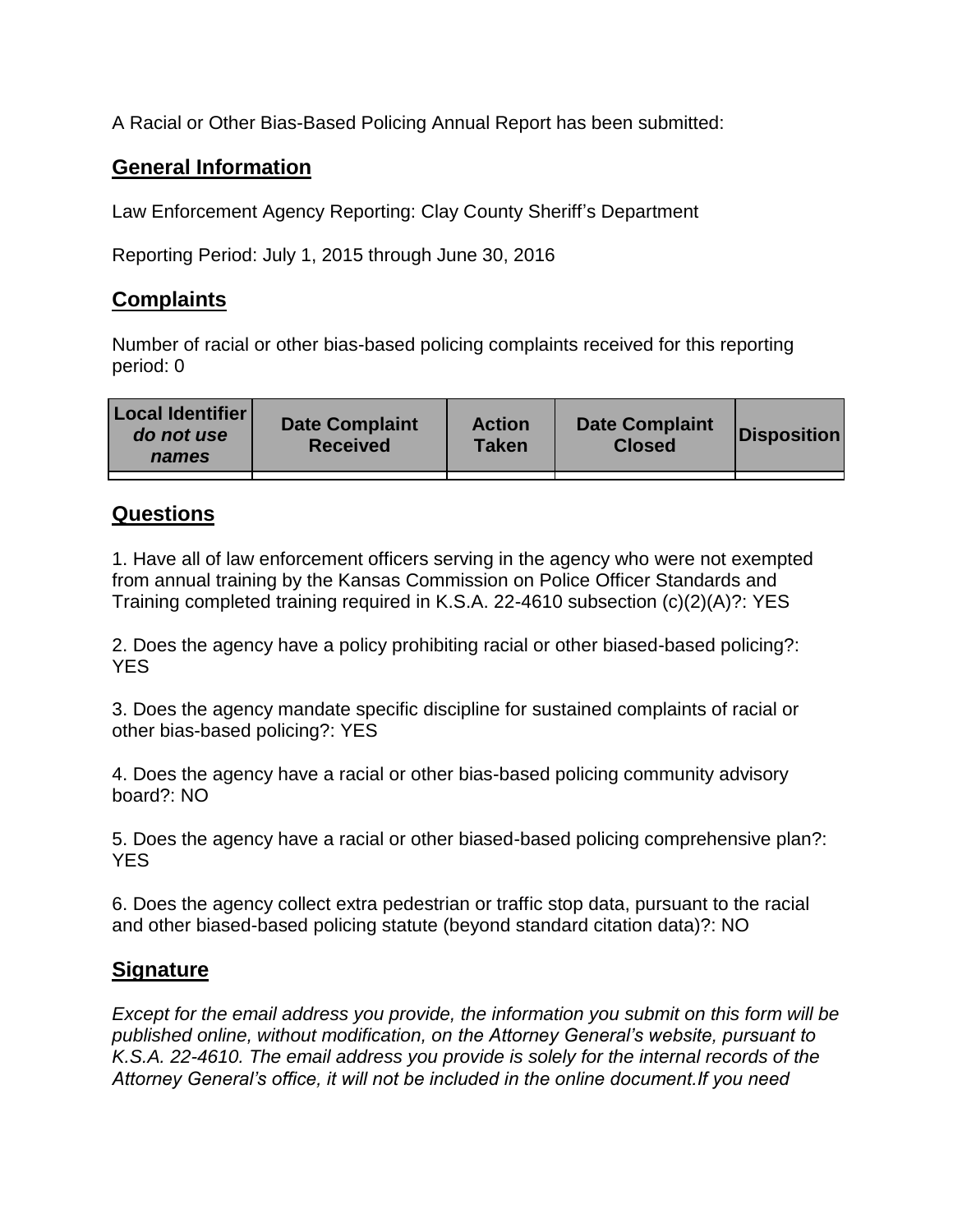A Racial or Other Bias-Based Policing Annual Report has been submitted:

## General Information

Law Enforcement Agency Reporting: Clay County Sheriff's Department

Reporting Period: July 1, 2015 through June 30, 2016

## Complaints

Number of racial or other bias-based policing complaints received for this reporting period: 0

| Local Identifier *do not use names* | Date Complaint Received | Action Taken | Date Complaint Closed | Disposition |
|---|---|---|---|---|
| | | | | |

## Questions

1. Have all of law enforcement officers serving in the agency who were not exempted from annual training by the Kansas Commission on Police Officer Standards and Training completed training required in K.S.A. 22-4610 subsection (c)(2)(A)?: YES

2. Does the agency have a policy prohibiting racial or other biased-based policing?: YES

3. Does the agency mandate specific discipline for sustained complaints of racial or other bias-based policing?: YES

4. Does the agency have a racial or other bias-based policing community advisory board?: NO

5. Does the agency have a racial or other biased-based policing comprehensive plan?: YES

6. Does the agency collect extra pedestrian or traffic stop data, pursuant to the racial and other biased-based policing statute (beyond standard citation data)?: NO

## Signature

*Except for the email address you provide, the information you submit on this form will be published online, without modification, on the Attorney General's website, pursuant to K.S.A. 22-4610. The email address you provide is solely for the internal records of the Attorney General's office, it will not be included in the online document.If you need*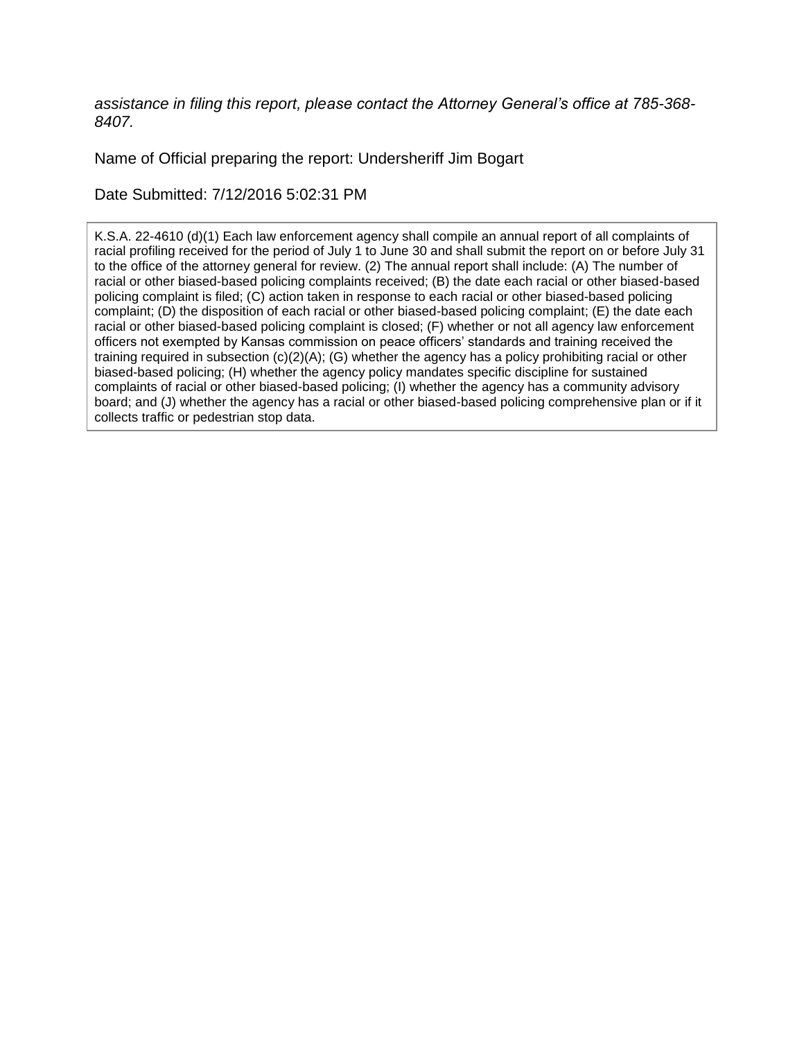*assistance in filing this report, please contact the Attorney General's office at 785-368-8407.*

Name of Official preparing the report: Undersheriff Jim Bogart

Date Submitted: 7/12/2016 5:02:31 PM

K.S.A. 22-4610 (d)(1) Each law enforcement agency shall compile an annual report of all complaints of racial profiling received for the period of July 1 to June 30 and shall submit the report on or before July 31 to the office of the attorney general for review. (2) The annual report shall include: (A) The number of racial or other biased-based policing complaints received; (B) the date each racial or other biased-based policing complaint is filed; (C) action taken in response to each racial or other biased-based policing complaint; (D) the disposition of each racial or other biased-based policing complaint; (E) the date each racial or other biased-based policing complaint is closed; (F) whether or not all agency law enforcement officers not exempted by Kansas commission on peace officers' standards and training received the training required in subsection (c)(2)(A); (G) whether the agency has a policy prohibiting racial or other biased-based policing; (H) whether the agency policy mandates specific discipline for sustained complaints of racial or other biased-based policing; (I) whether the agency has a community advisory board; and (J) whether the agency has a racial or other biased-based policing comprehensive plan or if it collects traffic or pedestrian stop data.